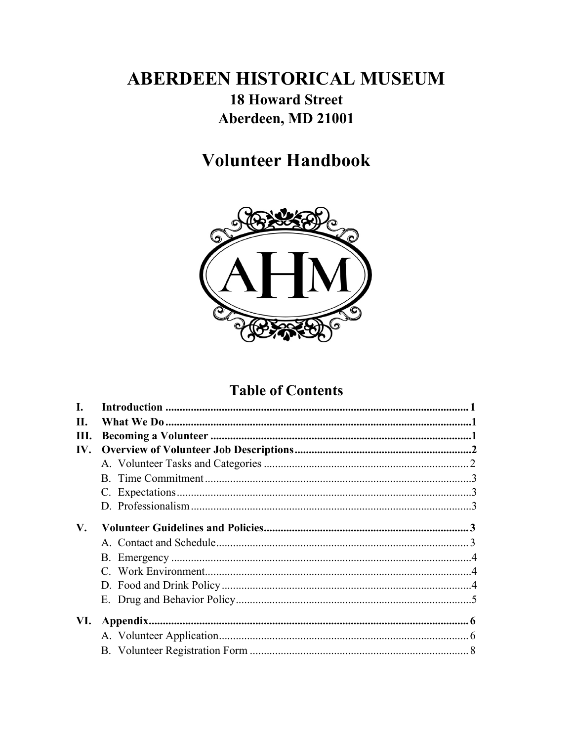# ABERDEEN HISTORICAL MUSEUM

**18 Howard Street**

**Aberdeen, MD 21001**

# Volunteer Handbook

## Table of Contents

| | | |
|---|---|---|
| **I.** | **Introduction** | **1** |
| **II.** | **What We Do** | **1** |
| **III.** | **Becoming a Volunteer** | **1** |
| **IV.** | **Overview of Volunteer Job Descriptions** | **2** |
| | A. Volunteer Tasks and Categories | 2 |
| | B. Time Commitment | 3 |
| | C. Expectations | 3 |
| | D. Professionalism | 3 |
| **V.** | **Volunteer Guidelines and Policies** | **3** |
| | A. Contact and Schedule | 3 |
| | B. Emergency | 4 |
| | C. Work Environment | 4 |
| | D. Food and Drink Policy | 4 |
| | E. Drug and Behavior Policy | 5 |
| **VI.** | **Appendix** | **6** |
| | A. Volunteer Application | 6 |
| | B. Volunteer Registration Form | 8 |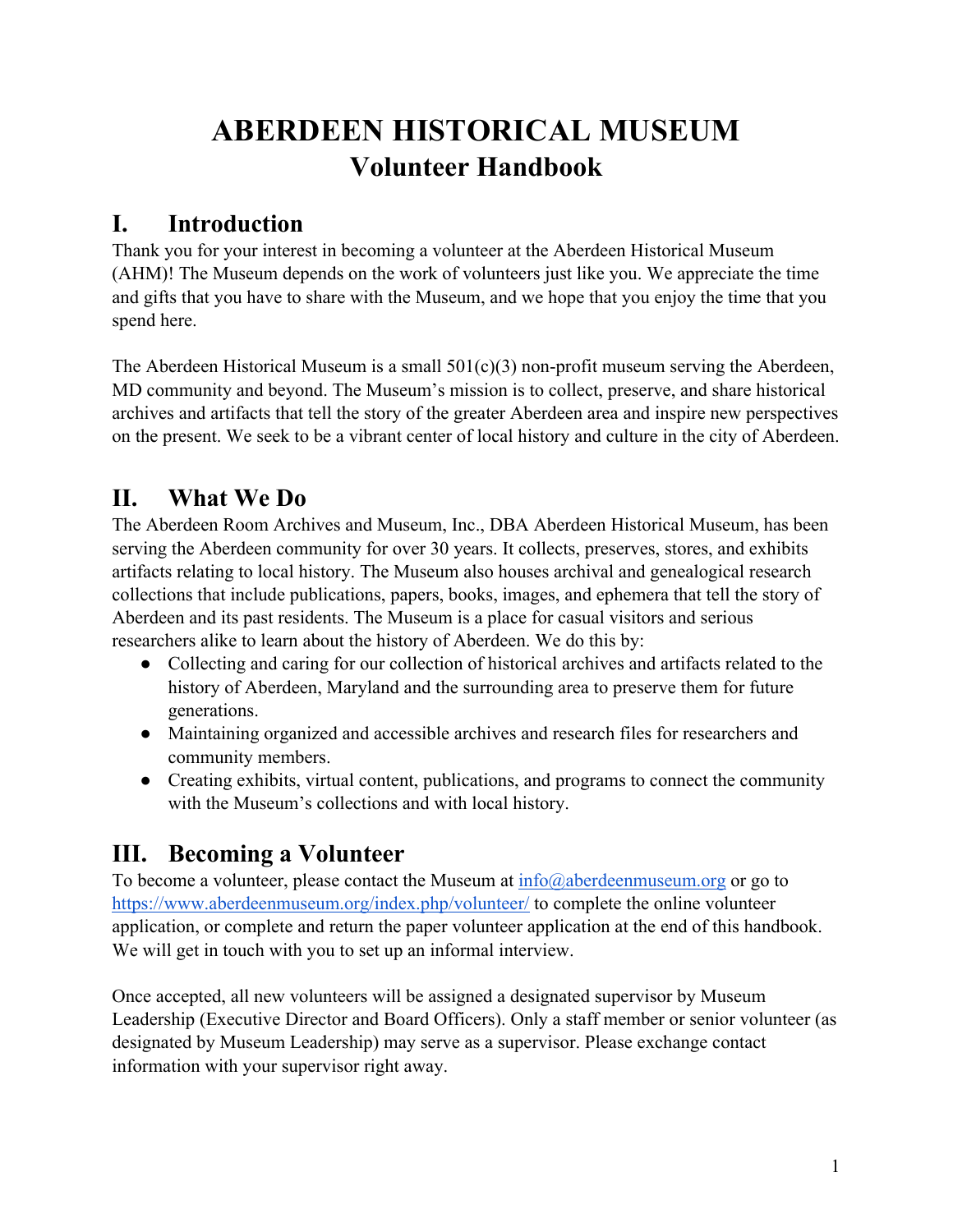# ABERDEEN HISTORICAL MUSEUM
## Volunteer Handbook

## I. Introduction

Thank you for your interest in becoming a volunteer at the Aberdeen Historical Museum (AHM)! The Museum depends on the work of volunteers just like you. We appreciate the time and gifts that you have to share with the Museum, and we hope that you enjoy the time that you spend here.

The Aberdeen Historical Museum is a small 501(c)(3) non-profit museum serving the Aberdeen, MD community and beyond. The Museum's mission is to collect, preserve, and share historical archives and artifacts that tell the story of the greater Aberdeen area and inspire new perspectives on the present. We seek to be a vibrant center of local history and culture in the city of Aberdeen.

## II. What We Do

The Aberdeen Room Archives and Museum, Inc., DBA Aberdeen Historical Museum, has been serving the Aberdeen community for over 30 years. It collects, preserves, stores, and exhibits artifacts relating to local history. The Museum also houses archival and genealogical research collections that include publications, papers, books, images, and ephemera that tell the story of Aberdeen and its past residents. The Museum is a place for casual visitors and serious researchers alike to learn about the history of Aberdeen. We do this by:

- Collecting and caring for our collection of historical archives and artifacts related to the history of Aberdeen, Maryland and the surrounding area to preserve them for future generations.
- Maintaining organized and accessible archives and research files for researchers and community members.
- Creating exhibits, virtual content, publications, and programs to connect the community with the Museum's collections and with local history.

## III. Becoming a Volunteer

To become a volunteer, please contact the Museum at [info@aberdeenmuseum.org](mailto:info@aberdeenmuseum.org) or go to [https://www.aberdeenmuseum.org/index.php/volunteer/](https://www.aberdeenmuseum.org/index.php/volunteer/) to complete the online volunteer application, or complete and return the paper volunteer application at the end of this handbook. We will get in touch with you to set up an informal interview.

Once accepted, all new volunteers will be assigned a designated supervisor by Museum Leadership (Executive Director and Board Officers). Only a staff member or senior volunteer (as designated by Museum Leadership) may serve as a supervisor. Please exchange contact information with your supervisor right away.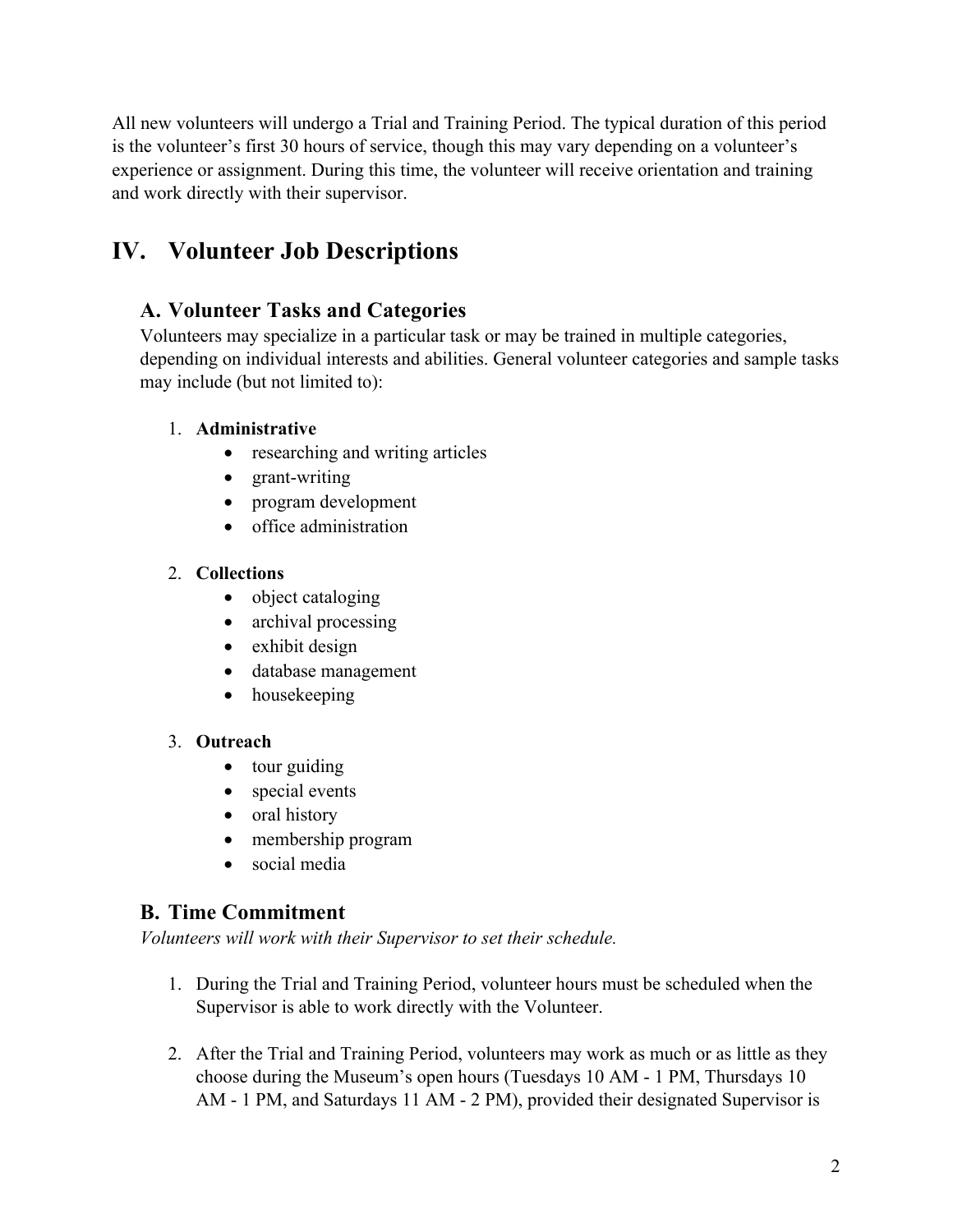All new volunteers will undergo a Trial and Training Period. The typical duration of this period is the volunteer's first 30 hours of service, though this may vary depending on a volunteer's experience or assignment. During this time, the volunteer will receive orientation and training and work directly with their supervisor.

## IV. Volunteer Job Descriptions

### A. Volunteer Tasks and Categories

Volunteers may specialize in a particular task or may be trained in multiple categories, depending on individual interests and abilities. General volunteer categories and sample tasks may include (but not limited to):

1. **Administrative**
    - researching and writing articles
    - grant-writing
    - program development
    - office administration

2. **Collections**
    - object cataloging
    - archival processing
    - exhibit design
    - database management
    - housekeeping

3. **Outreach**
    - tour guiding
    - special events
    - oral history
    - membership program
    - social media

### B. Time Commitment

*Volunteers will work with their Supervisor to set their schedule.*

1. During the Trial and Training Period, volunteer hours must be scheduled when the Supervisor is able to work directly with the Volunteer.

2. After the Trial and Training Period, volunteers may work as much or as little as they choose during the Museum's open hours (Tuesdays 10 AM - 1 PM, Thursdays 10 AM - 1 PM, and Saturdays 11 AM - 2 PM), provided their designated Supervisor is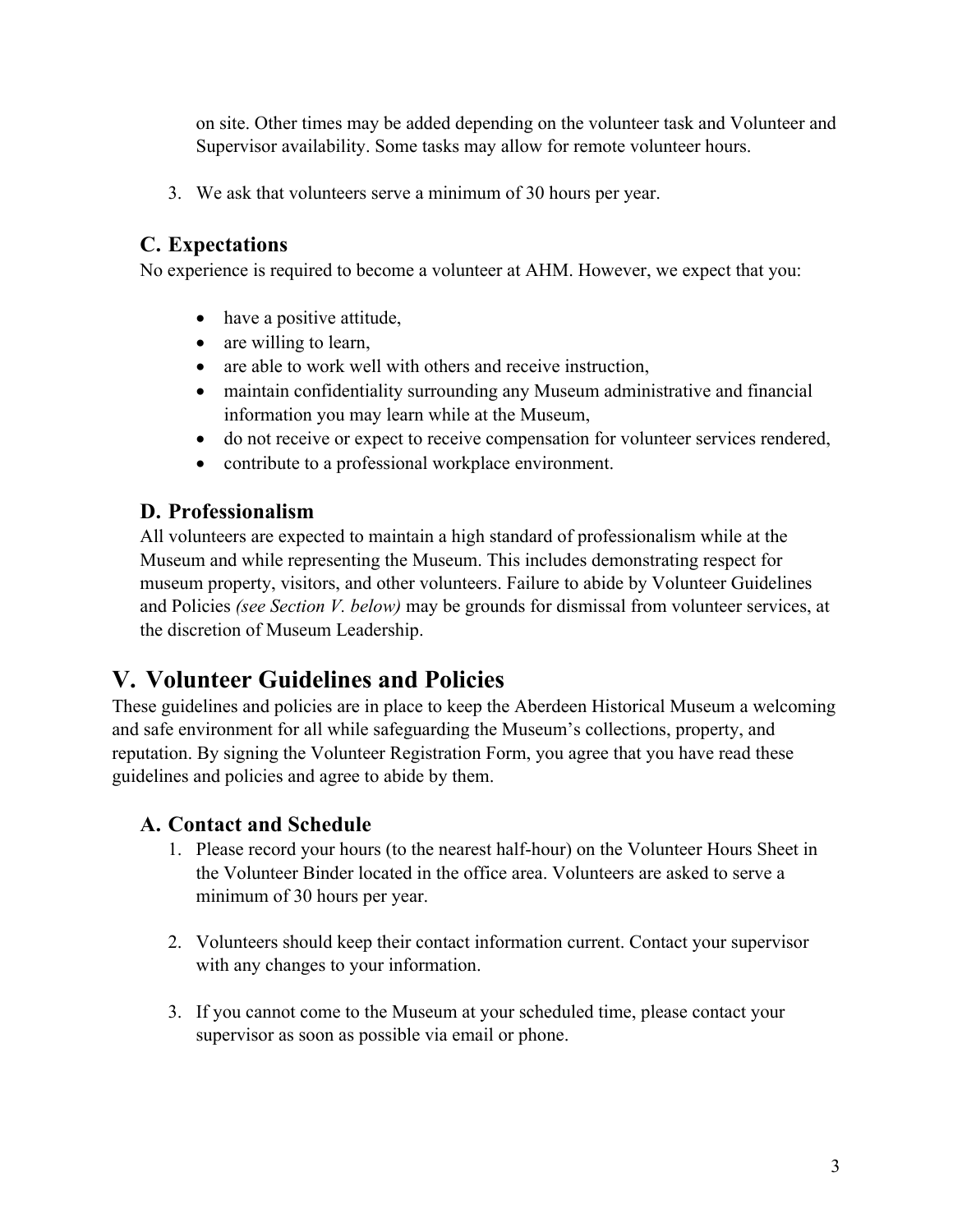on site. Other times may be added depending on the volunteer task and Volunteer and Supervisor availability. Some tasks may allow for remote volunteer hours.

3. We ask that volunteers serve a minimum of 30 hours per year.

### C. Expectations

No experience is required to become a volunteer at AHM. However, we expect that you:

- have a positive attitude,
- are willing to learn,
- are able to work well with others and receive instruction,
- maintain confidentiality surrounding any Museum administrative and financial information you may learn while at the Museum,
- do not receive or expect to receive compensation for volunteer services rendered,
- contribute to a professional workplace environment.

### D. Professionalism

All volunteers are expected to maintain a high standard of professionalism while at the Museum and while representing the Museum. This includes demonstrating respect for museum property, visitors, and other volunteers. Failure to abide by Volunteer Guidelines and Policies *(see Section V. below)* may be grounds for dismissal from volunteer services, at the discretion of Museum Leadership.

## V. Volunteer Guidelines and Policies

These guidelines and policies are in place to keep the Aberdeen Historical Museum a welcoming and safe environment for all while safeguarding the Museum's collections, property, and reputation. By signing the Volunteer Registration Form, you agree that you have read these guidelines and policies and agree to abide by them.

### A. Contact and Schedule

1. Please record your hours (to the nearest half-hour) on the Volunteer Hours Sheet in the Volunteer Binder located in the office area. Volunteers are asked to serve a minimum of 30 hours per year.

2. Volunteers should keep their contact information current. Contact your supervisor with any changes to your information.

3. If you cannot come to the Museum at your scheduled time, please contact your supervisor as soon as possible via email or phone.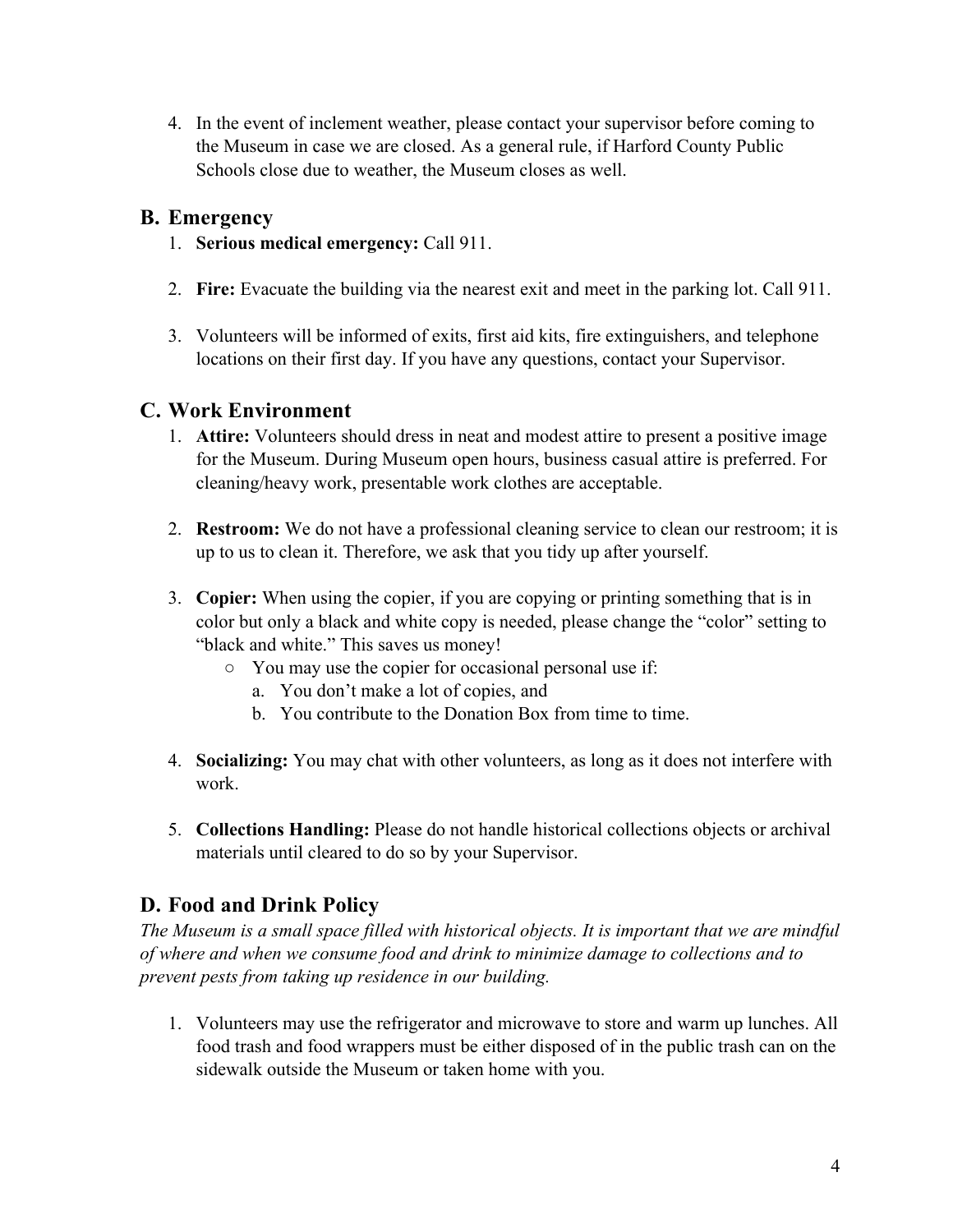4. In the event of inclement weather, please contact your supervisor before coming to the Museum in case we are closed. As a general rule, if Harford County Public Schools close due to weather, the Museum closes as well.

## B. Emergency

1. **Serious medical emergency:** Call 911.

2. **Fire:** Evacuate the building via the nearest exit and meet in the parking lot. Call 911.

3. Volunteers will be informed of exits, first aid kits, fire extinguishers, and telephone locations on their first day. If you have any questions, contact your Supervisor.

## C. Work Environment

1. **Attire:** Volunteers should dress in neat and modest attire to present a positive image for the Museum. During Museum open hours, business casual attire is preferred. For cleaning/heavy work, presentable work clothes are acceptable.

2. **Restroom:** We do not have a professional cleaning service to clean our restroom; it is up to us to clean it. Therefore, we ask that you tidy up after yourself.

3. **Copier:** When using the copier, if you are copying or printing something that is in color but only a black and white copy is needed, please change the "color" setting to "black and white." This saves us money!
    - You may use the copier for occasional personal use if:
        a. You don't make a lot of copies, and
        b. You contribute to the Donation Box from time to time.

4. **Socializing:** You may chat with other volunteers, as long as it does not interfere with work.

5. **Collections Handling:** Please do not handle historical collections objects or archival materials until cleared to do so by your Supervisor.

## D. Food and Drink Policy

*The Museum is a small space filled with historical objects. It is important that we are mindful of where and when we consume food and drink to minimize damage to collections and to prevent pests from taking up residence in our building.*

1. Volunteers may use the refrigerator and microwave to store and warm up lunches. All food trash and food wrappers must be either disposed of in the public trash can on the sidewalk outside the Museum or taken home with you.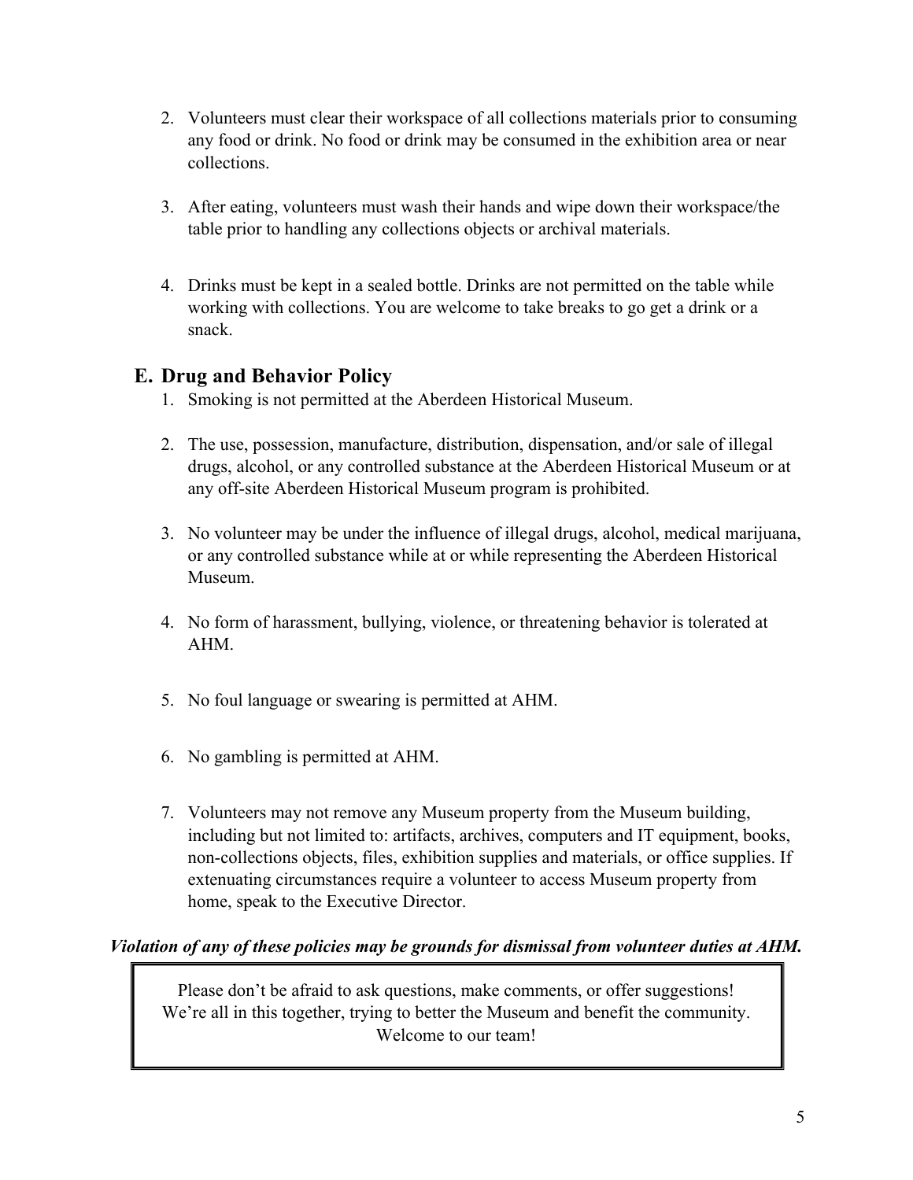2. Volunteers must clear their workspace of all collections materials prior to consuming any food or drink. No food or drink may be consumed in the exhibition area or near collections.

3. After eating, volunteers must wash their hands and wipe down their workspace/the table prior to handling any collections objects or archival materials.

4. Drinks must be kept in a sealed bottle. Drinks are not permitted on the table while working with collections. You are welcome to take breaks to go get a drink or a snack.

## E. Drug and Behavior Policy

1. Smoking is not permitted at the Aberdeen Historical Museum.

2. The use, possession, manufacture, distribution, dispensation, and/or sale of illegal drugs, alcohol, or any controlled substance at the Aberdeen Historical Museum or at any off-site Aberdeen Historical Museum program is prohibited.

3. No volunteer may be under the influence of illegal drugs, alcohol, medical marijuana, or any controlled substance while at or while representing the Aberdeen Historical Museum.

4. No form of harassment, bullying, violence, or threatening behavior is tolerated at AHM.

5. No foul language or swearing is permitted at AHM.

6. No gambling is permitted at AHM.

7. Volunteers may not remove any Museum property from the Museum building, including but not limited to: artifacts, archives, computers and IT equipment, books, non-collections objects, files, exhibition supplies and materials, or office supplies. If extenuating circumstances require a volunteer to access Museum property from home, speak to the Executive Director.

***Violation of any of these policies may be grounds for dismissal from volunteer duties at AHM.***

Please don't be afraid to ask questions, make comments, or offer suggestions!
We're all in this together, trying to better the Museum and benefit the community.
Welcome to our team!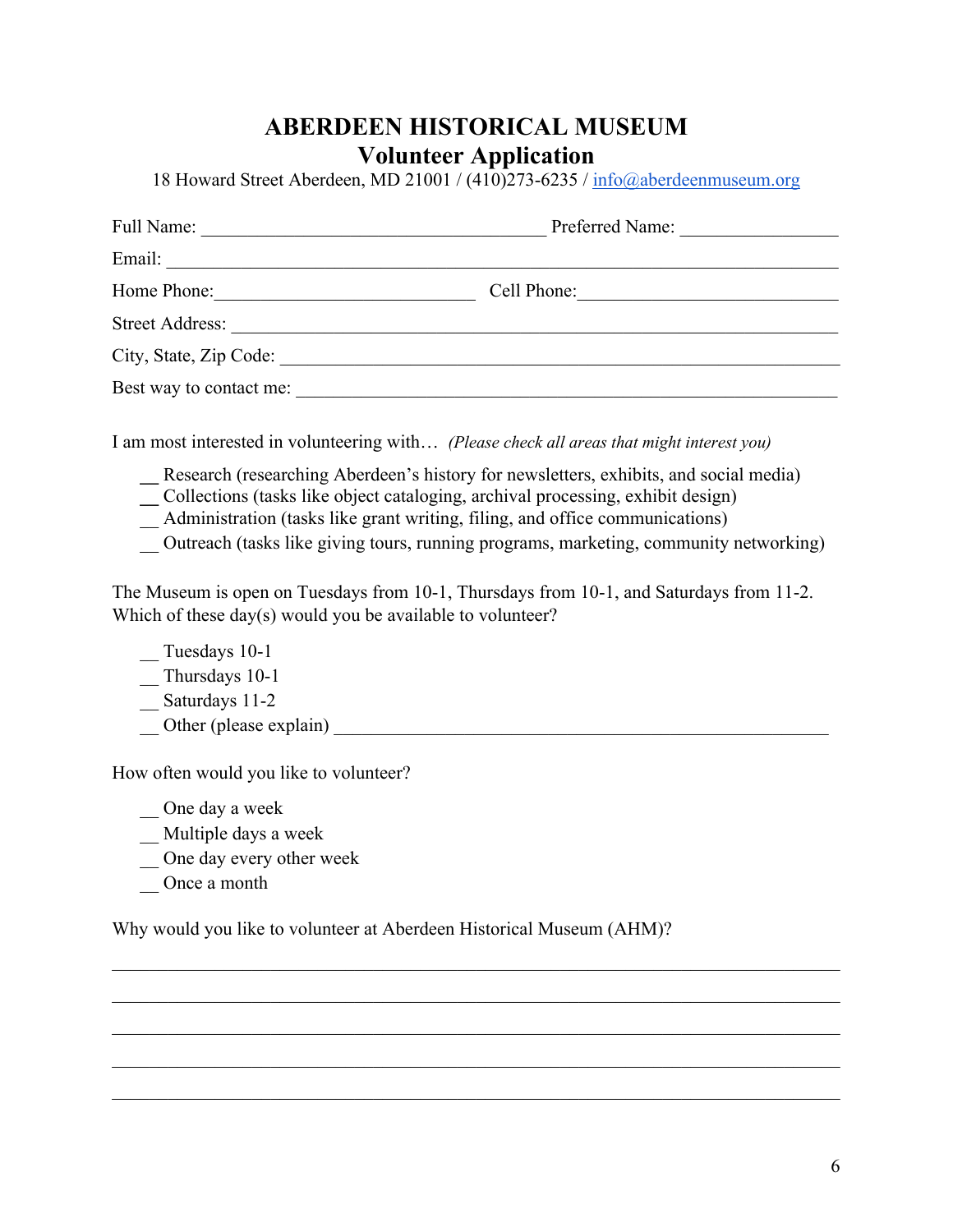# ABERDEEN HISTORICAL MUSEUM
## Volunteer Application

18 Howard Street Aberdeen, MD 21001 / (410)273-6235 / info@aberdeenmuseum.org

Full Name: ______________________________________ Preferred Name: ________________

Email: ___________________________________________________________________________

Home Phone:____________________________ Cell Phone:_____________________________

Street Address: ___________________________________________________________________

City, State, Zip Code: ______________________________________________________________

Best way to contact me: ____________________________________________________________

I am most interested in volunteering with… *(Please check all areas that might interest you)*

__ Research (researching Aberdeen's history for newsletters, exhibits, and social media)
__ Collections (tasks like object cataloging, archival processing, exhibit design)
__ Administration (tasks like grant writing, filing, and office communications)
__ Outreach (tasks like giving tours, running programs, marketing, community networking)

The Museum is open on Tuesdays from 10-1, Thursdays from 10-1, and Saturdays from 11-2. Which of these day(s) would you be available to volunteer?

__ Tuesdays 10-1
__ Thursdays 10-1
__ Saturdays 11-2
__ Other (please explain) _______________________________________________________

How often would you like to volunteer?

__ One day a week
__ Multiple days a week
__ One day every other week
__ Once a month

Why would you like to volunteer at Aberdeen Historical Museum (AHM)?

_________________________________________________________________________________

_________________________________________________________________________________

_________________________________________________________________________________

_________________________________________________________________________________

_________________________________________________________________________________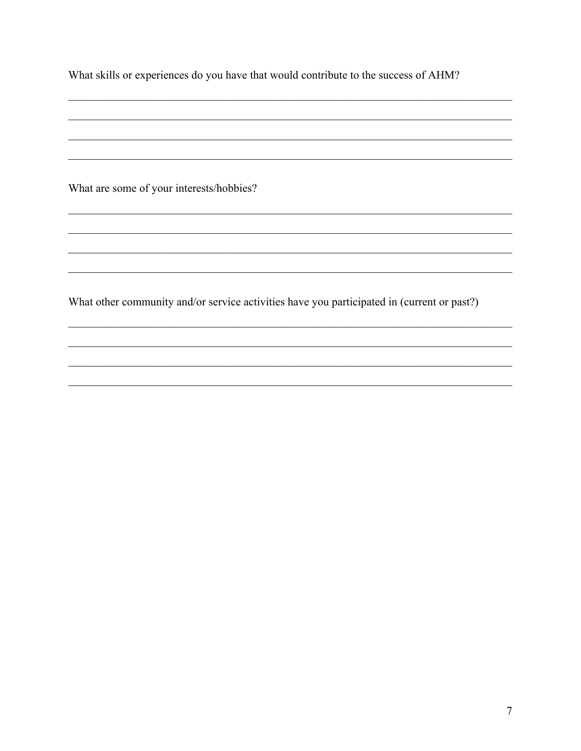What skills or experiences do you have that would contribute to the success of AHM?

________________________________________________________________________

________________________________________________________________________

________________________________________________________________________

________________________________________________________________________

What are some of your interests/hobbies?

________________________________________________________________________

________________________________________________________________________

________________________________________________________________________

________________________________________________________________________

What other community and/or service activities have you participated in (current or past?)

________________________________________________________________________

________________________________________________________________________

________________________________________________________________________

________________________________________________________________________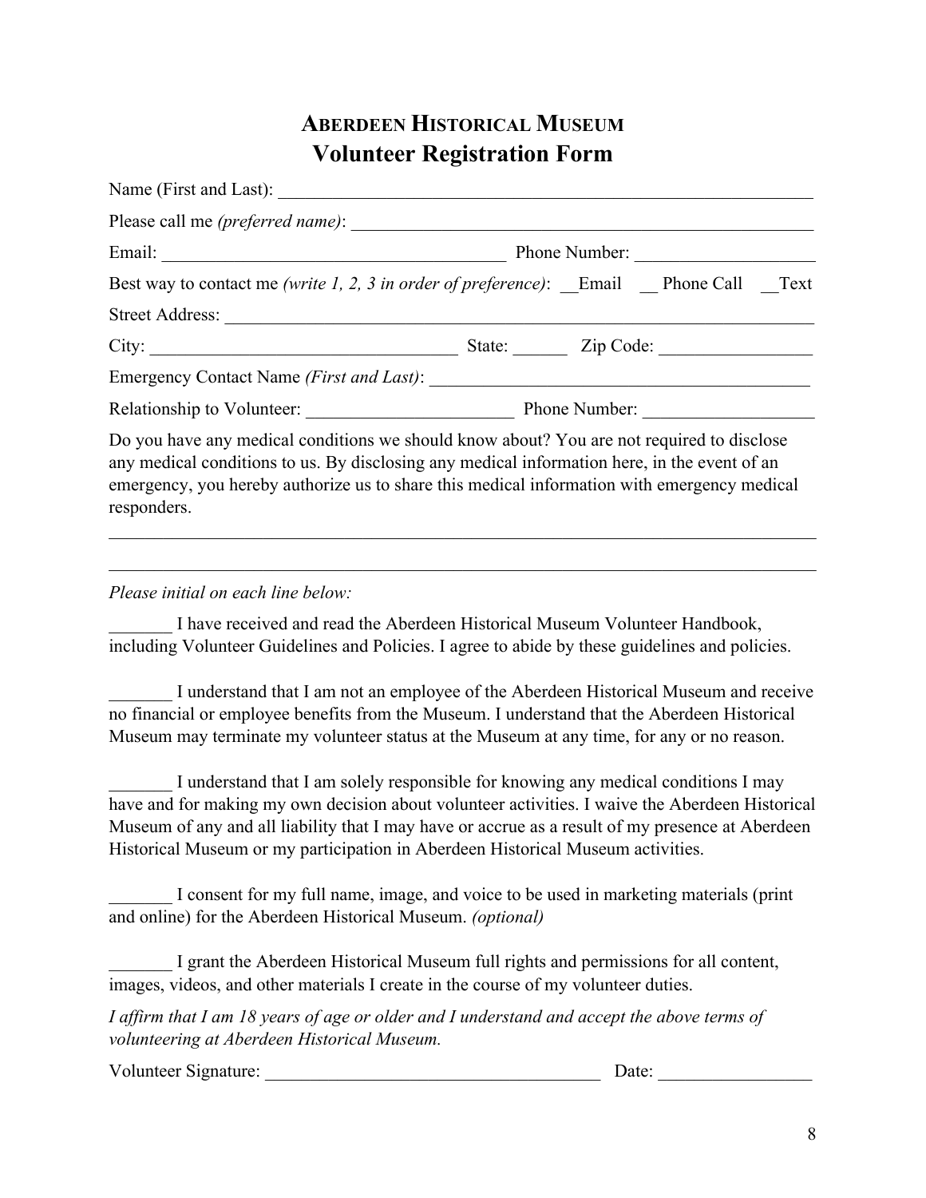# Aberdeen Historical Museum
## Volunteer Registration Form

Name (First and Last): ______________________________________________________________

Please call me *(preferred name)*: _____________________________________________________

Email: ______________________________________ Phone Number: ___________________

Best way to contact me *(write 1, 2, 3 in order of preference)*: __Email __ Phone Call __Text

Street Address: __________________________________________________________________

City: _________________________________ State: ______ Zip Code: ________________

Emergency Contact Name *(First and Last)*: __________________________________________

Relationship to Volunteer: ______________________ Phone Number: __________________

Do you have any medical conditions we should know about? You are not required to disclose any medical conditions to us. By disclosing any medical information here, in the event of an emergency, you hereby authorize us to share this medical information with emergency medical responders.

_____________________________________________________________________________

_____________________________________________________________________________

*Please initial on each line below:*

_______ I have received and read the Aberdeen Historical Museum Volunteer Handbook, including Volunteer Guidelines and Policies. I agree to abide by these guidelines and policies.

_______ I understand that I am not an employee of the Aberdeen Historical Museum and receive no financial or employee benefits from the Museum. I understand that the Aberdeen Historical Museum may terminate my volunteer status at the Museum at any time, for any or no reason.

_______ I understand that I am solely responsible for knowing any medical conditions I may have and for making my own decision about volunteer activities. I waive the Aberdeen Historical Museum of any and all liability that I may have or accrue as a result of my presence at Aberdeen Historical Museum or my participation in Aberdeen Historical Museum activities.

_______ I consent for my full name, image, and voice to be used in marketing materials (print and online) for the Aberdeen Historical Museum. *(optional)*

_______ I grant the Aberdeen Historical Museum full rights and permissions for all content, images, videos, and other materials I create in the course of my volunteer duties.

*I affirm that I am 18 years of age or older and I understand and accept the above terms of volunteering at Aberdeen Historical Museum.*

Volunteer Signature: _____________________________________ Date: ________________